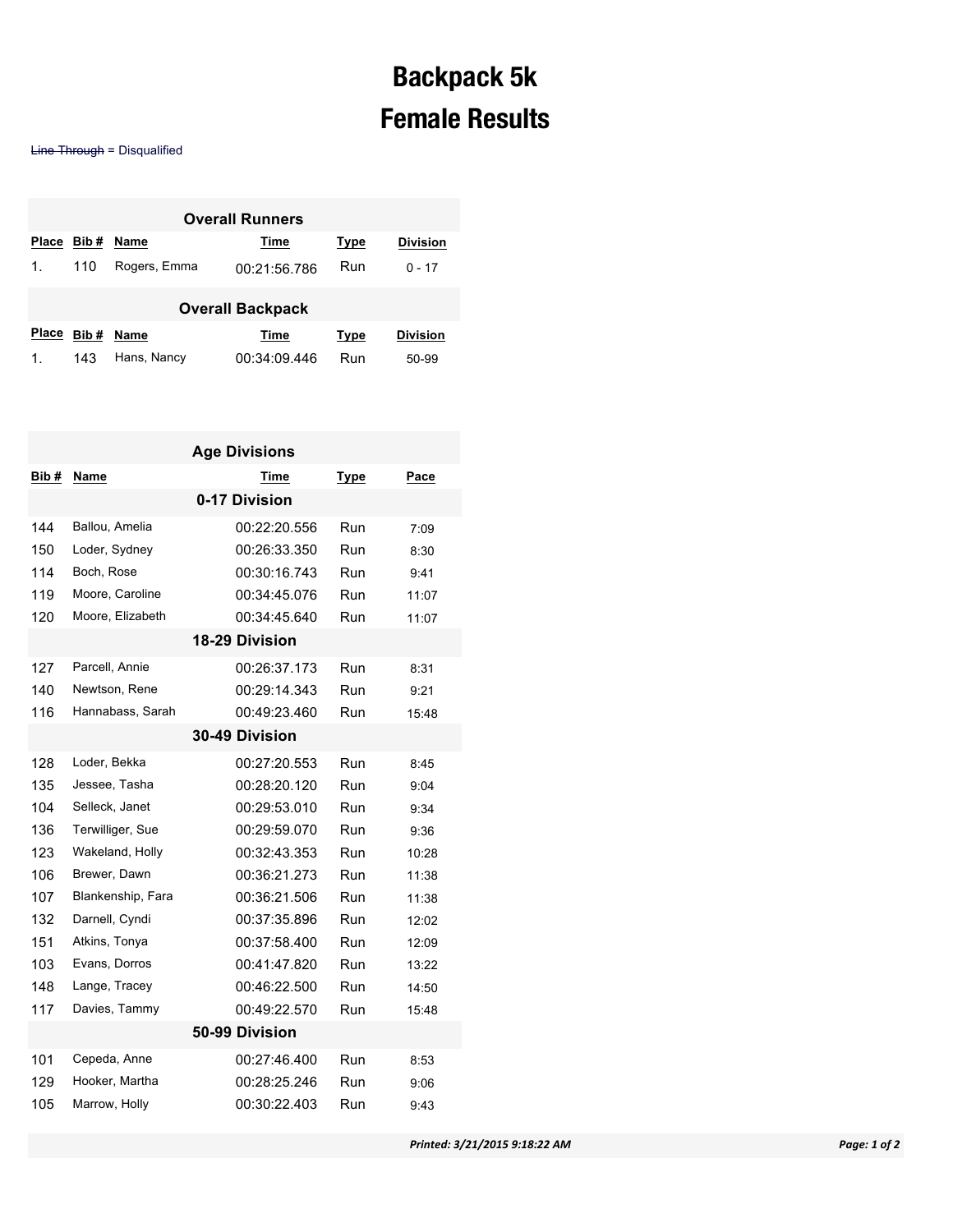# Backpack 5k

# Female Results

~~Line Through~~ = Disqualified

### Overall Runners

| Place | Bib # | Name | Time | Type | Division |
|---|---|---|---|---|---|
| 1. | 110 | Rogers, Emma | 00:21:56.786 | Run | 0 - 17 |

### Overall Backpack

| Place | Bib # | Name | Time | Type | Division |
|---|---|---|---|---|---|
| 1. | 143 | Hans, Nancy | 00:34:09.446 | Run | 50-99 |

### Age Divisions

| Bib # | Name | Time | Type | Pace |
|---|---|---|---|---|
| | **0-17 Division** | | | |
| 144 | Ballou, Amelia | 00:22:20.556 | Run | 7:09 |
| 150 | Loder, Sydney | 00:26:33.350 | Run | 8:30 |
| 114 | Boch, Rose | 00:30:16.743 | Run | 9:41 |
| 119 | Moore, Caroline | 00:34:45.076 | Run | 11:07 |
| 120 | Moore, Elizabeth | 00:34:45.640 | Run | 11:07 |
| | **18-29 Division** | | | |
| 127 | Parcell, Annie | 00:26:37.173 | Run | 8:31 |
| 140 | Newtson, Rene | 00:29:14.343 | Run | 9:21 |
| 116 | Hannabass, Sarah | 00:49:23.460 | Run | 15:48 |
| | **30-49 Division** | | | |
| 128 | Loder, Bekka | 00:27:20.553 | Run | 8:45 |
| 135 | Jessee, Tasha | 00:28:20.120 | Run | 9:04 |
| 104 | Selleck, Janet | 00:29:53.010 | Run | 9:34 |
| 136 | Terwilliger, Sue | 00:29:59.070 | Run | 9:36 |
| 123 | Wakeland, Holly | 00:32:43.353 | Run | 10:28 |
| 106 | Brewer, Dawn | 00:36:21.273 | Run | 11:38 |
| 107 | Blankenship, Fara | 00:36:21.506 | Run | 11:38 |
| 132 | Darnell, Cyndi | 00:37:35.896 | Run | 12:02 |
| 151 | Atkins, Tonya | 00:37:58.400 | Run | 12:09 |
| 103 | Evans, Dorros | 00:41:47.820 | Run | 13:22 |
| 148 | Lange, Tracey | 00:46:22.500 | Run | 14:50 |
| 117 | Davies, Tammy | 00:49:22.570 | Run | 15:48 |
| | **50-99 Division** | | | |
| 101 | Cepeda, Anne | 00:27:46.400 | Run | 8:53 |
| 129 | Hooker, Martha | 00:28:25.246 | Run | 9:06 |
| 105 | Marrow, Holly | 00:30:22.403 | Run | 9:43 |

*Printed: 3/21/2015 9:18:22 AM*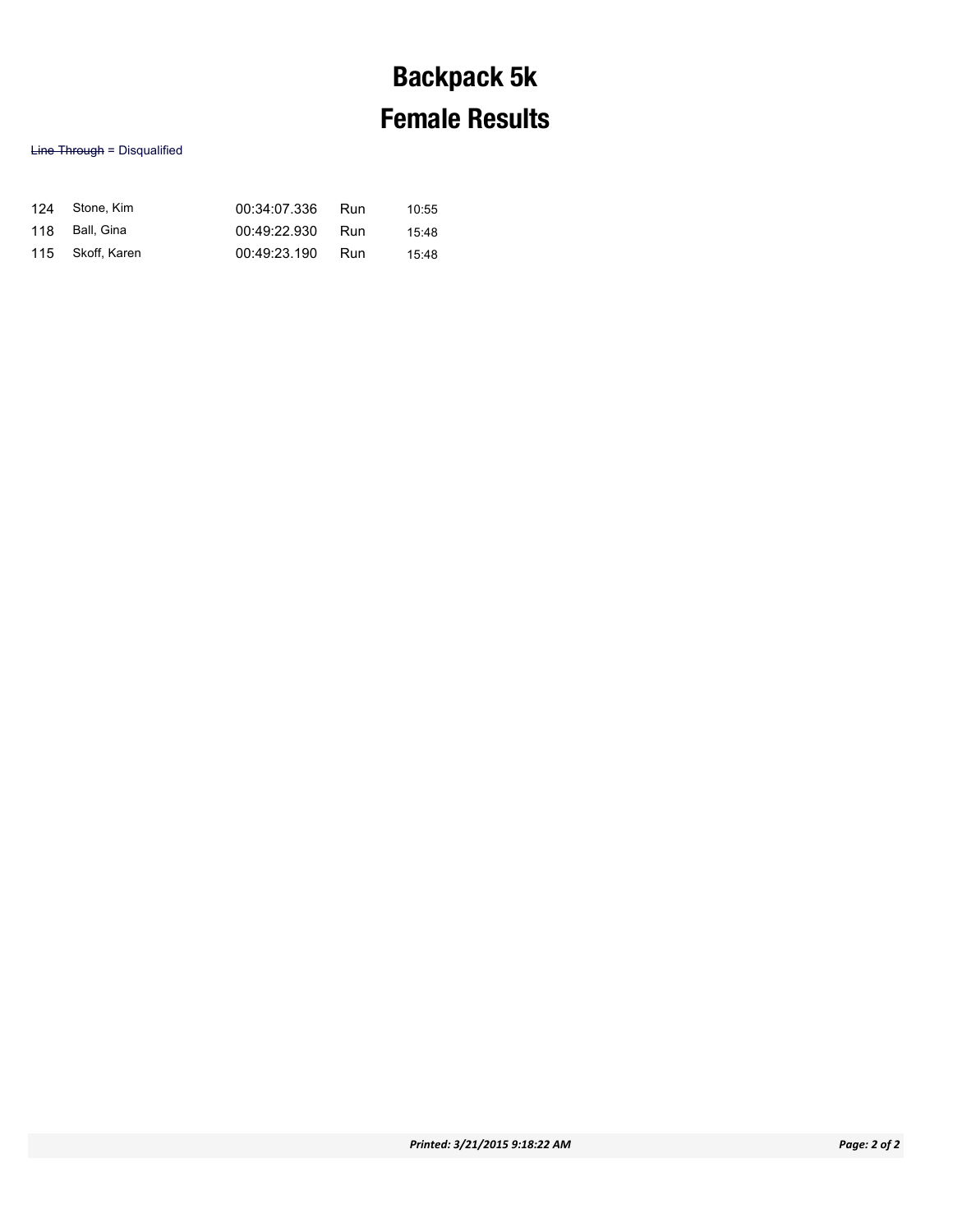# Backpack 5k

# Female Results

~~Line Through~~ = Disqualified

| | | | | |
|---|---|---|---|---|
| 124 | Stone, Kim | 00:34:07.336 | Run | 10:55 |
| 118 | Ball, Gina | 00:49:22.930 | Run | 15:48 |
| 115 | Skoff, Karen | 00:49:23.190 | Run | 15:48 |

*Printed: 3/21/2015 9:18:22 AM*